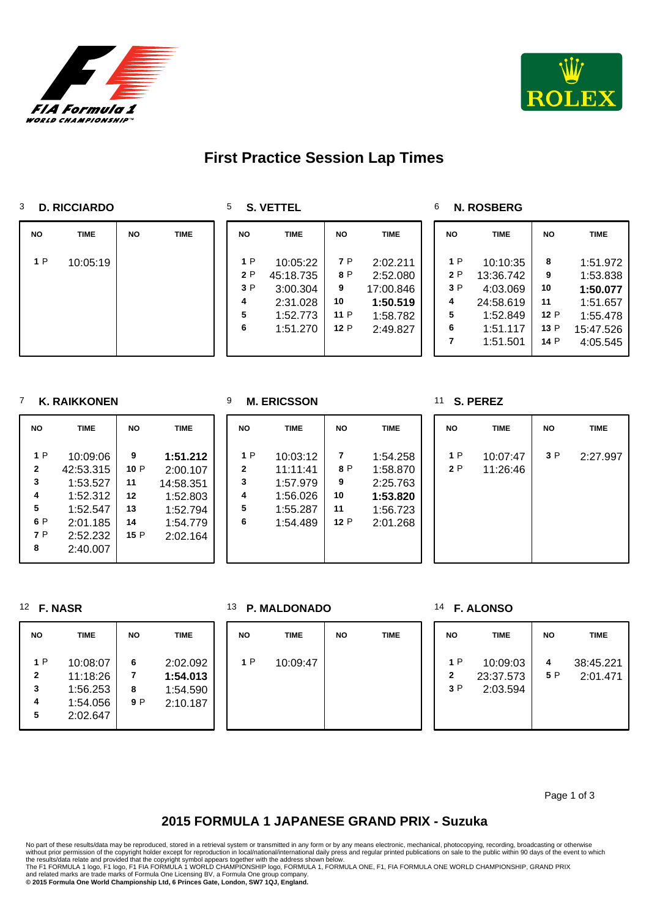# First Practice Session Lap Times

### 3 D. RICCIARDO

| NO | TIME | NO | TIME |
|---|---|---|---|
| 1 P | 10:05:19 | | |

### 5 S. VETTEL

| NO | TIME | NO | TIME |
|---|---|---|---|
| 1 P | 10:05:22 | 7 P | 2:02.211 |
| 2 P | 45:18.735 | 8 P | 2:52.080 |
| 3 P | 3:00.304 | 9 | 17:00.846 |
| 4 | 2:31.028 | 10 | **1:50.519** |
| 5 | 1:52.773 | 11 P | 1:58.782 |
| 6 | 1:51.270 | 12 P | 2:49.827 |

### 6 N. ROSBERG

| NO | TIME | NO | TIME |
|---|---|---|---|
| 1 P | 10:10:35 | 8 | 1:51.972 |
| 2 P | 13:36.742 | 9 | 1:53.838 |
| 3 P | 4:03.069 | 10 | **1:50.077** |
| 4 | 24:58.619 | 11 | 1:51.657 |
| 5 | 1:52.849 | 12 P | 1:55.478 |
| 6 | 1:51.117 | 13 P | 15:47.526 |
| 7 | 1:51.501 | 14 P | 4:05.545 |

### 7 K. RAIKKONEN

| NO | TIME | NO | TIME |
|---|---|---|---|
| 1 P | 10:09:06 | 9 | **1:51.212** |
| 2 | 42:53.315 | 10 P | 2:00.107 |
| 3 | 1:53.527 | 11 | 14:58.351 |
| 4 | 1:52.312 | 12 | 1:52.803 |
| 5 | 1:52.547 | 13 | 1:52.794 |
| 6 P | 2:01.185 | 14 | 1:54.779 |
| 7 P | 2:52.232 | 15 P | 2:02.164 |
| 8 | 2:40.007 | | |

### 9 M. ERICSSON

| NO | TIME | NO | TIME |
|---|---|---|---|
| 1 P | 10:03:12 | 7 | 1:54.258 |
| 2 | 11:11:41 | 8 P | 1:58.870 |
| 3 | 1:57.979 | 9 | 2:25.763 |
| 4 | 1:56.026 | 10 | **1:53.820** |
| 5 | 1:55.287 | 11 | 1:56.723 |
| 6 | 1:54.489 | 12 P | 2:01.268 |

### 11 S. PEREZ

| NO | TIME | NO | TIME |
|---|---|---|---|
| 1 P | 10:07:47 | 3 P | 2:27.997 |
| 2 P | 11:26:46 | | |

### 12 F. NASR

| NO | TIME | NO | TIME |
|---|---|---|---|
| 1 P | 10:08:07 | 6 | 2:02.092 |
| 2 | 11:18:26 | 7 | **1:54.013** |
| 3 | 1:56.253 | 8 | 1:54.590 |
| 4 | 1:54.056 | 9 P | 2:10.187 |
| 5 | 2:02.647 | | |

### 13 P. MALDONADO

| NO | TIME | NO | TIME |
|---|---|---|---|
| 1 P | 10:09:47 | | |

### 14 F. ALONSO

| NO | TIME | NO | TIME |
|---|---|---|---|
| 1 P | 10:09:03 | 4 | 38:45.221 |
| 2 | 23:37.573 | 5 P | 2:01.471 |
| 3 P | 2:03.594 | | |

## 2015 FORMULA 1 JAPANESE GRAND PRIX - Suzuka

No part of these results/data may be reproduced, stored in a retrieval system or transmitted in any form or by any means electronic, mechanical, photocopying, recording, broadcasting or otherwise without prior permission of the copyright holder except for reproduction in local/national/international daily press and regular printed publications on sale to the public within 90 days of the event to which the results/data relate and provided that the copyright symbol appears together with the address shown below.
The F1 FORMULA 1 logo, F1 logo, F1 FIA FORMULA 1 WORLD CHAMPIONSHIP logo, FORMULA 1, FORMULA ONE, F1, FIA FORMULA ONE WORLD CHAMPIONSHIP, GRAND PRIX and related marks are trade marks of Formula One Licensing BV, a Formula One group company.
**© 2015 Formula One World Championship Ltd, 6 Princes Gate, London, SW7 1QJ, England.**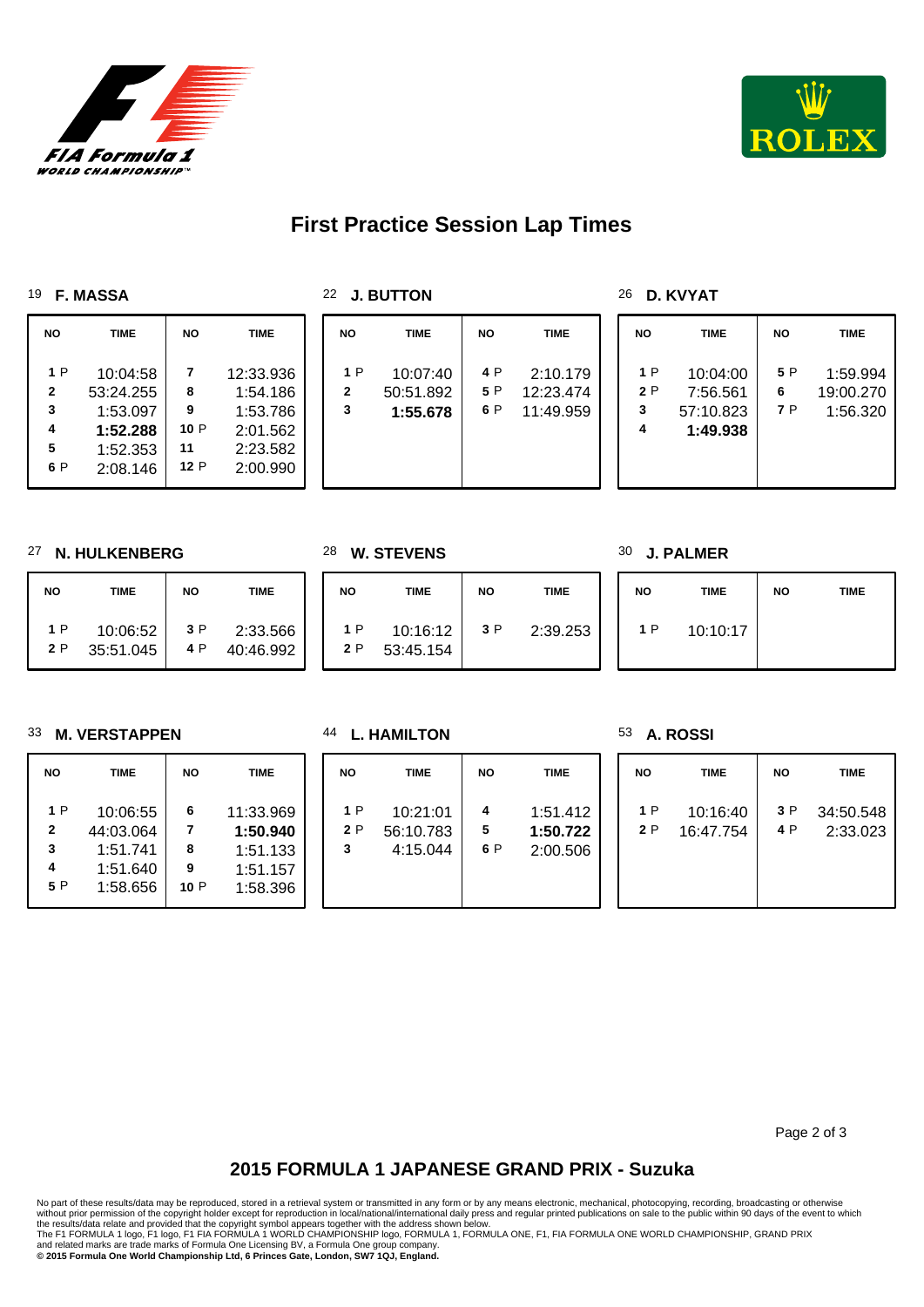# First Practice Session Lap Times

### 19 F. MASSA

| NO | TIME | NO | TIME |
|---|---|---|---|
| 1 P | 10:04:58 | 7 | 12:33.936 |
| 2 | 53:24.255 | 8 | 1:54.186 |
| 3 | 1:53.097 | 9 | 1:53.786 |
| 4 | **1:52.288** | 10 P | 2:01.562 |
| 5 | 1:52.353 | 11 | 2:23.582 |
| 6 P | 2:08.146 | 12 P | 2:00.990 |

### 22 J. BUTTON

| NO | TIME | NO | TIME |
|---|---|---|---|
| 1 P | 10:07:40 | 4 P | 2:10.179 |
| 2 | 50:51.892 | 5 P | 12:23.474 |
| 3 | **1:55.678** | 6 P | 11:49.959 |

### 26 D. KVYAT

| NO | TIME | NO | TIME |
|---|---|---|---|
| 1 P | 10:04:00 | 5 P | 1:59.994 |
| 2 P | 7:56.561 | 6 | 19:00.270 |
| 3 | 57:10.823 | 7 P | 1:56.320 |
| 4 | **1:49.938** | | |

### 27 N. HULKENBERG

| NO | TIME | NO | TIME |
|---|---|---|---|
| 1 P | 10:06:52 | 3 P | 2:33.566 |
| 2 P | 35:51.045 | 4 P | 40:46.992 |

### 28 W. STEVENS

| NO | TIME | NO | TIME |
|---|---|---|---|
| 1 P | 10:16:12 | 3 P | 2:39.253 |
| 2 P | 53:45.154 | | |

### 30 J. PALMER

| NO | TIME | NO | TIME |
|---|---|---|---|
| 1 P | 10:10:17 | | |

### 33 M. VERSTAPPEN

| NO | TIME | NO | TIME |
|---|---|---|---|
| 1 P | 10:06:55 | 6 | 11:33.969 |
| 2 | 44:03.064 | 7 | **1:50.940** |
| 3 | 1:51.741 | 8 | 1:51.133 |
| 4 | 1:51.640 | 9 | 1:51.157 |
| 5 P | 1:58.656 | 10 P | 1:58.396 |

### 44 L. HAMILTON

| NO | TIME | NO | TIME |
|---|---|---|---|
| 1 P | 10:21:01 | 4 | 1:51.412 |
| 2 P | 56:10.783 | 5 | **1:50.722** |
| 3 | 4:15.044 | 6 P | 2:00.506 |

### 53 A. ROSSI

| NO | TIME | NO | TIME |
|---|---|---|---|
| 1 P | 10:16:40 | 3 P | 34:50.548 |
| 2 P | 16:47.754 | 4 P | 2:33.023 |

## 2015 FORMULA 1 JAPANESE GRAND PRIX - Suzuka

No part of these results/data may be reproduced, stored in a retrieval system or transmitted in any form or by any means electronic, mechanical, photocopying, recording, broadcasting or otherwise without prior permission of the copyright holder except for reproduction in local/national/international daily press and regular printed publications on sale to the public within 90 days of the event to which the results/data relate and provided that the copyright symbol appears together with the address shown below.
The F1 FORMULA 1 logo, F1 logo, F1 FIA FORMULA 1 WORLD CHAMPIONSHIP logo, FORMULA 1, FORMULA ONE, F1, FIA FORMULA ONE WORLD CHAMPIONSHIP, GRAND PRIX and related marks are trade marks of Formula One Licensing BV, a Formula One group company.
**© 2015 Formula One World Championship Ltd, 6 Princes Gate, London, SW7 1QJ, England.**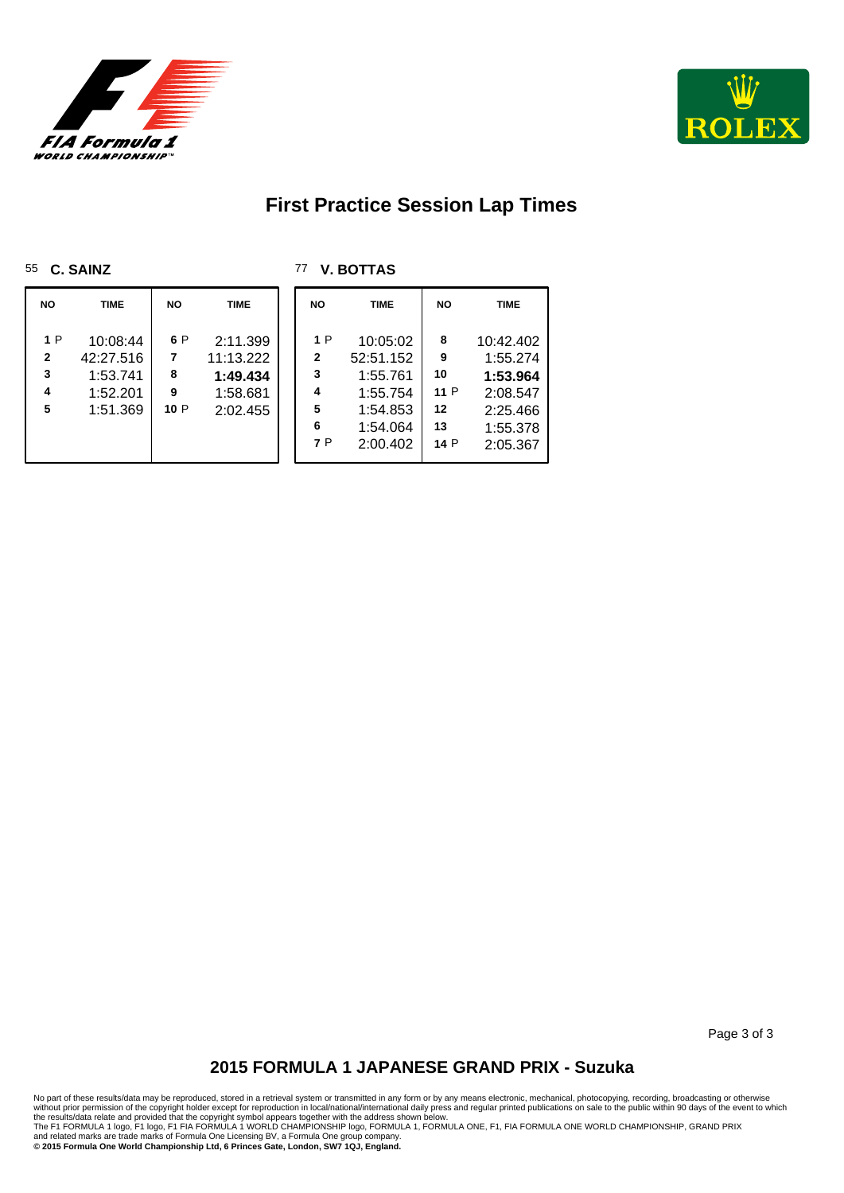# First Practice Session Lap Times

55 **C. SAINZ**

| NO | TIME | NO | TIME |
|---|---|---|---|
| **1** P | 10:08:44 | **6** P | 2:11.399 |
| **2** | 42:27.516 | **7** | 11:13.222 |
| **3** | 1:53.741 | **8** | **1:49.434** |
| **4** | 1:52.201 | **9** | 1:58.681 |
| **5** | 1:51.369 | **10** P | 2:02.455 |

77 **V. BOTTAS**

| NO | TIME | NO | TIME |
|---|---|---|---|
| **1** P | 10:05:02 | **8** | 10:42.402 |
| **2** | 52:51.152 | **9** | 1:55.274 |
| **3** | 1:55.761 | **10** | **1:53.964** |
| **4** | 1:55.754 | **11** P | 2:08.547 |
| **5** | 1:54.853 | **12** | 2:25.466 |
| **6** | 1:54.064 | **13** | 1:55.378 |
| **7** P | 2:00.402 | **14** P | 2:05.367 |

## 2015 FORMULA 1 JAPANESE GRAND PRIX - Suzuka

No part of these results/data may be reproduced, stored in a retrieval system or transmitted in any form or by any means electronic, mechanical, photocopying, recording, broadcasting or otherwise without prior permission of the copyright holder except for reproduction in local/national/international daily press and regular printed publications on sale to the public within 90 days of the event to which the results/data relate and provided that the copyright symbol appears together with the address shown below.
The F1 FORMULA 1 logo, F1 logo, F1 FIA FORMULA 1 WORLD CHAMPIONSHIP logo, FORMULA 1, FORMULA ONE, F1, FIA FORMULA ONE WORLD CHAMPIONSHIP, GRAND PRIX and related marks are trade marks of Formula One Licensing BV, a Formula One group company.
**© 2015 Formula One World Championship Ltd, 6 Princes Gate, London, SW7 1QJ, England.**